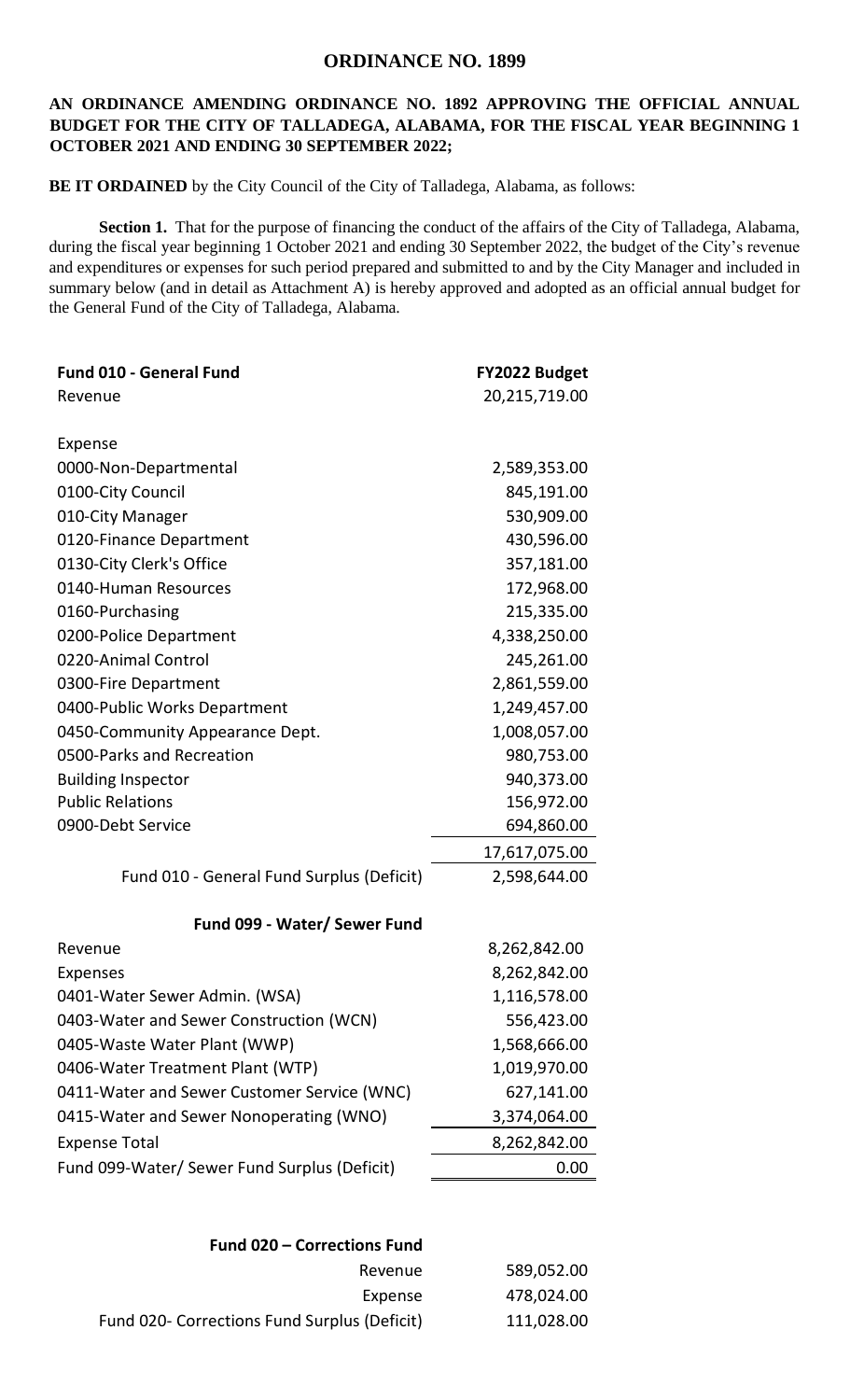# ORDINANCE NO. 1899

**AN ORDINANCE AMENDING ORDINANCE NO. 1892 APPROVING THE OFFICIAL ANNUAL BUDGET FOR THE CITY OF TALLADEGA, ALABAMA, FOR THE FISCAL YEAR BEGINNING 1 OCTOBER 2021 AND ENDING 30 SEPTEMBER 2022;**

**BE IT ORDAINED** by the City Council of the City of Talladega, Alabama, as follows:

**Section 1.** That for the purpose of financing the conduct of the affairs of the City of Talladega, Alabama, during the fiscal year beginning 1 October 2021 and ending 30 September 2022, the budget of the City's revenue and expenditures or expenses for such period prepared and submitted to and by the City Manager and included in summary below (and in detail as Attachment A) is hereby approved and adopted as an official annual budget for the General Fund of the City of Talladega, Alabama.

| **Fund 010 - General Fund** | **FY2022 Budget** |
| --- | --- |
| Revenue | 20,215,719.00 |
| | |
| Expense | |
| 0000-Non-Departmental | 2,589,353.00 |
| 0100-City Council | 845,191.00 |
| 010-City Manager | 530,909.00 |
| 0120-Finance Department | 430,596.00 |
| 0130-City Clerk's Office | 357,181.00 |
| 0140-Human Resources | 172,968.00 |
| 0160-Purchasing | 215,335.00 |
| 0200-Police Department | 4,338,250.00 |
| 0220-Animal Control | 245,261.00 |
| 0300-Fire Department | 2,861,559.00 |
| 0400-Public Works Department | 1,249,457.00 |
| 0450-Community Appearance Dept. | 1,008,057.00 |
| 0500-Parks and Recreation | 980,753.00 |
| Building Inspector | 940,373.00 |
| Public Relations | 156,972.00 |
| 0900-Debt Service | 694,860.00 |
| | 17,617,075.00 |
| Fund 010 - General Fund Surplus (Deficit) | 2,598,644.00 |

| **Fund 099 - Water/ Sewer Fund** | |
| --- | --- |
| Revenue | 8,262,842.00 |
| Expenses | 8,262,842.00 |
| 0401-Water Sewer Admin. (WSA) | 1,116,578.00 |
| 0403-Water and Sewer Construction (WCN) | 556,423.00 |
| 0405-Waste Water Plant (WWP) | 1,568,666.00 |
| 0406-Water Treatment Plant (WTP) | 1,019,970.00 |
| 0411-Water and Sewer Customer Service (WNC) | 627,141.00 |
| 0415-Water and Sewer Nonoperating (WNO) | 3,374,064.00 |
| Expense Total | 8,262,842.00 |
| Fund 099-Water/ Sewer Fund Surplus (Deficit) | 0.00 |

| **Fund 020 – Corrections Fund** | |
| --- | --- |
| Revenue | 589,052.00 |
| Expense | 478,024.00 |
| Fund 020- Corrections Fund Surplus (Deficit) | 111,028.00 |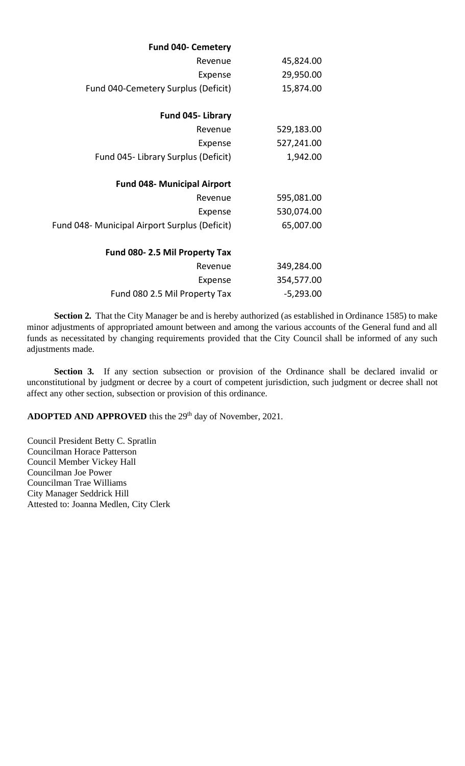| | |
|---|---|
| **Fund 040- Cemetery** | |
| Revenue | 45,824.00 |
| Expense | 29,950.00 |
| Fund 040-Cemetery Surplus (Deficit) | 15,874.00 |
| | |
| **Fund 045- Library** | |
| Revenue | 529,183.00 |
| Expense | 527,241.00 |
| Fund 045- Library Surplus (Deficit) | 1,942.00 |
| | |
| **Fund 048- Municipal Airport** | |
| Revenue | 595,081.00 |
| Expense | 530,074.00 |
| Fund 048- Municipal Airport Surplus (Deficit) | 65,007.00 |
| | |
| **Fund 080- 2.5 Mil Property Tax** | |
| Revenue | 349,284.00 |
| Expense | 354,577.00 |
| Fund 080 2.5 Mil Property Tax | -5,293.00 |

**Section 2.** That the City Manager be and is hereby authorized (as established in Ordinance 1585) to make minor adjustments of appropriated amount between and among the various accounts of the General fund and all funds as necessitated by changing requirements provided that the City Council shall be informed of any such adjustments made.

**Section 3.** If any section subsection or provision of the Ordinance shall be declared invalid or unconstitutional by judgment or decree by a court of competent jurisdiction, such judgment or decree shall not affect any other section, subsection or provision of this ordinance.

**ADOPTED AND APPROVED** this the 29th day of November, 2021.

Council President Betty C. Spratlin
Councilman Horace Patterson
Council Member Vickey Hall
Councilman Joe Power
Councilman Trae Williams
City Manager Seddrick Hill
Attested to: Joanna Medlen, City Clerk